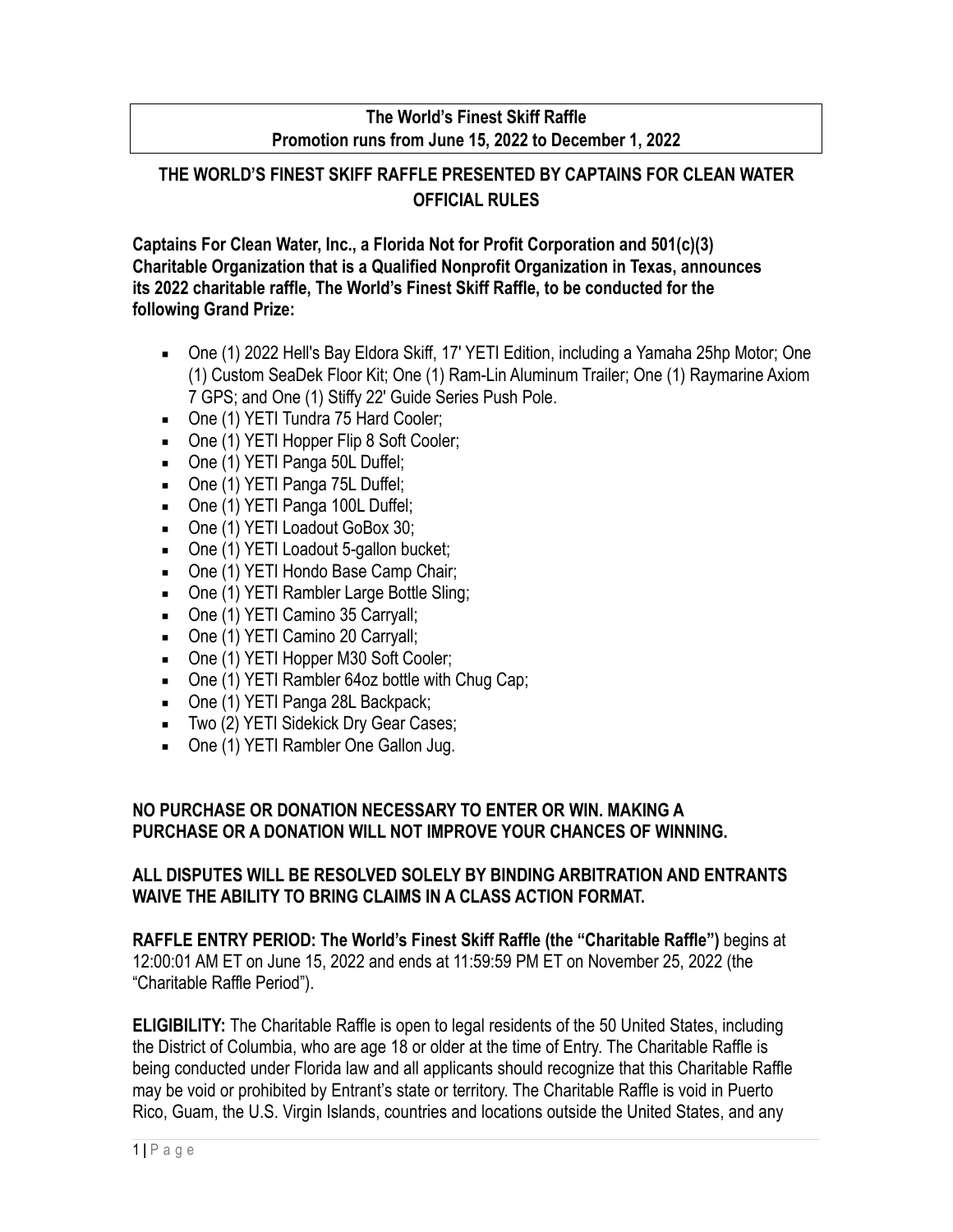**The World's Finest Skiff Raffle**
**Promotion runs from June 15, 2022 to December 1, 2022**

# THE WORLD'S FINEST SKIFF RAFFLE PRESENTED BY CAPTAINS FOR CLEAN WATER OFFICIAL RULES

**Captains For Clean Water, Inc., a Florida Not for Profit Corporation and 501(c)(3) Charitable Organization that is a Qualified Nonprofit Organization in Texas, announces its 2022 charitable raffle, The World's Finest Skiff Raffle, to be conducted for the following Grand Prize:**

- One (1) 2022 Hell's Bay Eldora Skiff, 17' YETI Edition, including a Yamaha 25hp Motor; One (1) Custom SeaDek Floor Kit; One (1) Ram-Lin Aluminum Trailer; One (1) Raymarine Axiom 7 GPS; and One (1) Stiffy 22' Guide Series Push Pole.
- One (1) YETI Tundra 75 Hard Cooler;
- One (1) YETI Hopper Flip 8 Soft Cooler;
- One (1) YETI Panga 50L Duffel;
- One (1) YETI Panga 75L Duffel;
- One (1) YETI Panga 100L Duffel;
- One (1) YETI Loadout GoBox 30;
- One (1) YETI Loadout 5-gallon bucket;
- One (1) YETI Hondo Base Camp Chair;
- One (1) YETI Rambler Large Bottle Sling;
- One (1) YETI Camino 35 Carryall;
- One (1) YETI Camino 20 Carryall;
- One (1) YETI Hopper M30 Soft Cooler;
- One (1) YETI Rambler 64oz bottle with Chug Cap;
- One (1) YETI Panga 28L Backpack;
- Two (2) YETI Sidekick Dry Gear Cases;
- One (1) YETI Rambler One Gallon Jug.

**NO PURCHASE OR DONATION NECESSARY TO ENTER OR WIN. MAKING A PURCHASE OR A DONATION WILL NOT IMPROVE YOUR CHANCES OF WINNING.**

**ALL DISPUTES WILL BE RESOLVED SOLELY BY BINDING ARBITRATION AND ENTRANTS WAIVE THE ABILITY TO BRING CLAIMS IN A CLASS ACTION FORMAT.**

**RAFFLE ENTRY PERIOD: The World's Finest Skiff Raffle (the "Charitable Raffle")** begins at 12:00:01 AM ET on June 15, 2022 and ends at 11:59:59 PM ET on November 25, 2022 (the "Charitable Raffle Period").

**ELIGIBILITY:** The Charitable Raffle is open to legal residents of the 50 United States, including the District of Columbia, who are age 18 or older at the time of Entry. The Charitable Raffle is being conducted under Florida law and all applicants should recognize that this Charitable Raffle may be void or prohibited by Entrant's state or territory. The Charitable Raffle is void in Puerto Rico, Guam, the U.S. Virgin Islands, countries and locations outside the United States, and any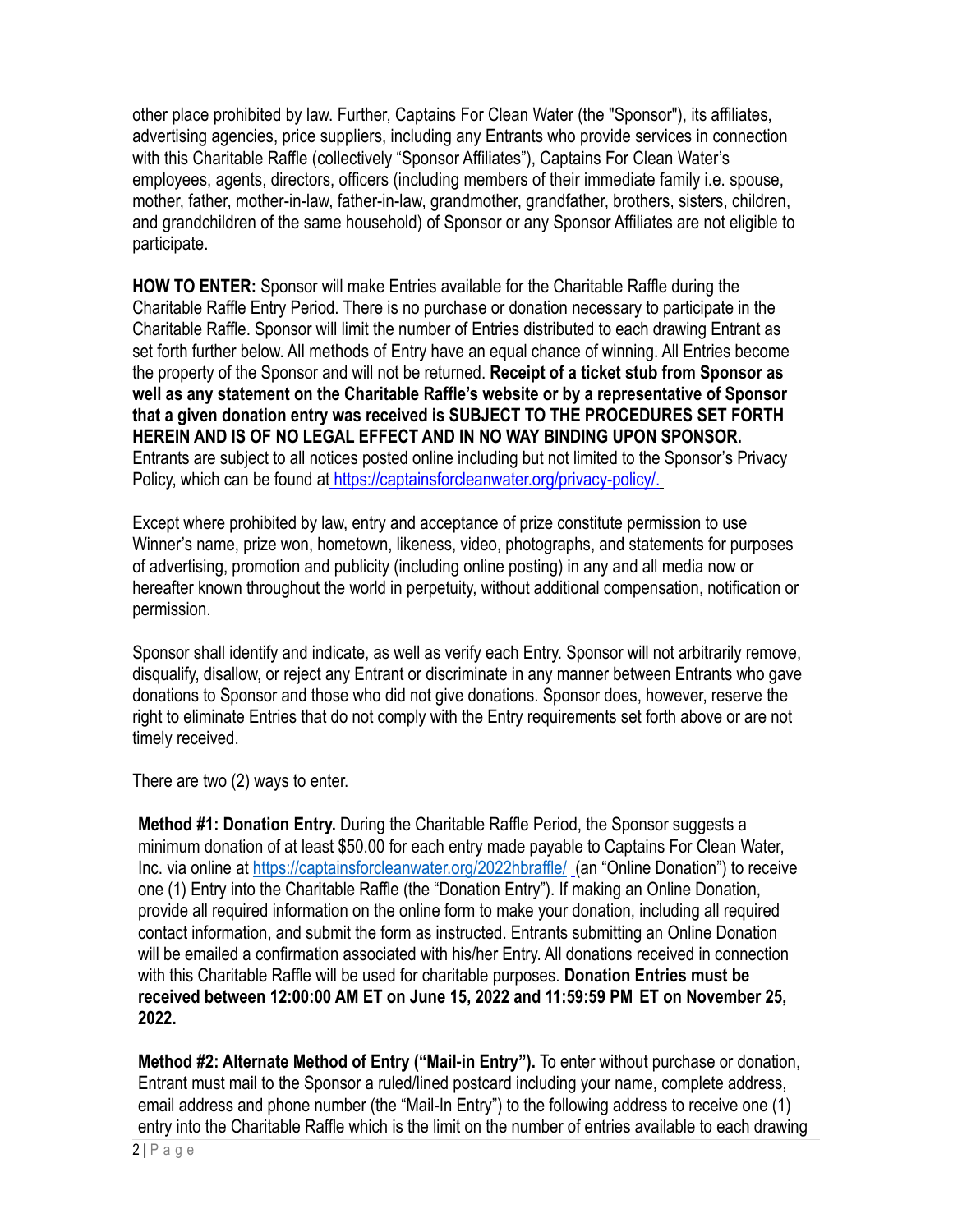other place prohibited by law. Further, Captains For Clean Water (the "Sponsor"), its affiliates, advertising agencies, price suppliers, including any Entrants who provide services in connection with this Charitable Raffle (collectively "Sponsor Affiliates"), Captains For Clean Water's employees, agents, directors, officers (including members of their immediate family i.e. spouse, mother, father, mother-in-law, father-in-law, grandmother, grandfather, brothers, sisters, children, and grandchildren of the same household) of Sponsor or any Sponsor Affiliates are not eligible to participate.

**HOW TO ENTER:** Sponsor will make Entries available for the Charitable Raffle during the Charitable Raffle Entry Period. There is no purchase or donation necessary to participate in the Charitable Raffle. Sponsor will limit the number of Entries distributed to each drawing Entrant as set forth further below. All methods of Entry have an equal chance of winning. All Entries become the property of the Sponsor and will not be returned. **Receipt of a ticket stub from Sponsor as well as any statement on the Charitable Raffle's website or by a representative of Sponsor that a given donation entry was received is SUBJECT TO THE PROCEDURES SET FORTH HEREIN AND IS OF NO LEGAL EFFECT AND IN NO WAY BINDING UPON SPONSOR.** Entrants are subject to all notices posted online including but not limited to the Sponsor's Privacy Policy, which can be found at https://captainsforcleanwater.org/privacy-policy/.

Except where prohibited by law, entry and acceptance of prize constitute permission to use Winner's name, prize won, hometown, likeness, video, photographs, and statements for purposes of advertising, promotion and publicity (including online posting) in any and all media now or hereafter known throughout the world in perpetuity, without additional compensation, notification or permission.

Sponsor shall identify and indicate, as well as verify each Entry. Sponsor will not arbitrarily remove, disqualify, disallow, or reject any Entrant or discriminate in any manner between Entrants who gave donations to Sponsor and those who did not give donations. Sponsor does, however, reserve the right to eliminate Entries that do not comply with the Entry requirements set forth above or are not timely received.

There are two (2) ways to enter.

**Method #1: Donation Entry.** During the Charitable Raffle Period, the Sponsor suggests a minimum donation of at least $50.00 for each entry made payable to Captains For Clean Water, Inc. via online at https://captainsforcleanwater.org/2022hbraffle/ (an "Online Donation") to receive one (1) Entry into the Charitable Raffle (the "Donation Entry"). If making an Online Donation, provide all required information on the online form to make your donation, including all required contact information, and submit the form as instructed. Entrants submitting an Online Donation will be emailed a confirmation associated with his/her Entry. All donations received in connection with this Charitable Raffle will be used for charitable purposes. **Donation Entries must be received between 12:00:00 AM ET on June 15, 2022 and 11:59:59 PM ET on November 25, 2022.**

**Method #2: Alternate Method of Entry ("Mail-in Entry").** To enter without purchase or donation, Entrant must mail to the Sponsor a ruled/lined postcard including your name, complete address, email address and phone number (the "Mail-In Entry") to the following address to receive one (1) entry into the Charitable Raffle which is the limit on the number of entries available to each drawing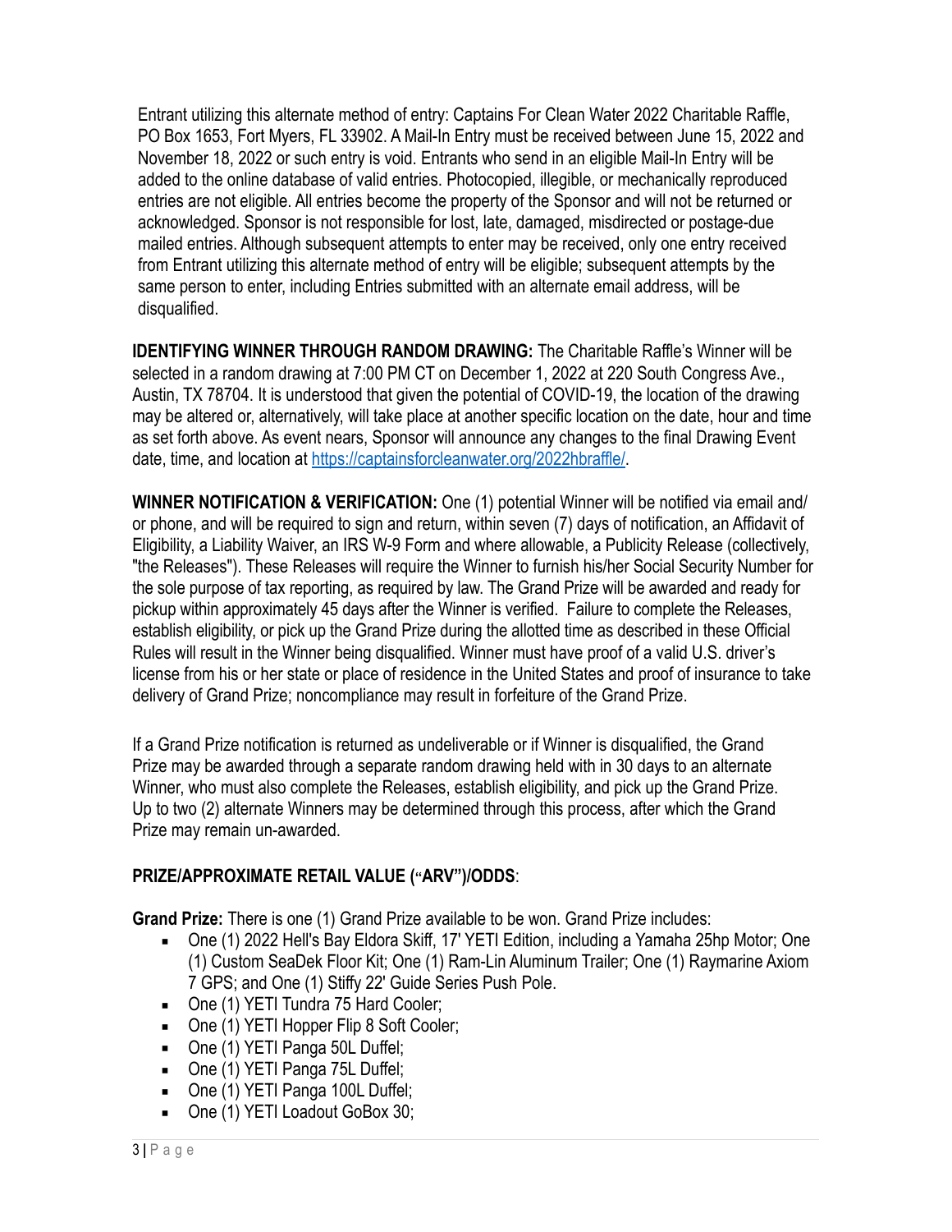Entrant utilizing this alternate method of entry: Captains For Clean Water 2022 Charitable Raffle, PO Box 1653, Fort Myers, FL 33902. A Mail-In Entry must be received between June 15, 2022 and November 18, 2022 or such entry is void. Entrants who send in an eligible Mail-In Entry will be added to the online database of valid entries. Photocopied, illegible, or mechanically reproduced entries are not eligible. All entries become the property of the Sponsor and will not be returned or acknowledged. Sponsor is not responsible for lost, late, damaged, misdirected or postage-due mailed entries. Although subsequent attempts to enter may be received, only one entry received from Entrant utilizing this alternate method of entry will be eligible; subsequent attempts by the same person to enter, including Entries submitted with an alternate email address, will be disqualified.

**IDENTIFYING WINNER THROUGH RANDOM DRAWING:** The Charitable Raffle's Winner will be selected in a random drawing at 7:00 PM CT on December 1, 2022 at 220 South Congress Ave., Austin, TX 78704. It is understood that given the potential of COVID-19, the location of the drawing may be altered or, alternatively, will take place at another specific location on the date, hour and time as set forth above. As event nears, Sponsor will announce any changes to the final Drawing Event date, time, and location at [https://captainsforcleanwater.org/2022hbraffle/](https://captainsforcleanwater.org/2022hbraffle/).

**WINNER NOTIFICATION & VERIFICATION:** One (1) potential Winner will be notified via email and/or phone, and will be required to sign and return, within seven (7) days of notification, an Affidavit of Eligibility, a Liability Waiver, an IRS W-9 Form and where allowable, a Publicity Release (collectively, "the Releases"). These Releases will require the Winner to furnish his/her Social Security Number for the sole purpose of tax reporting, as required by law. The Grand Prize will be awarded and ready for pickup within approximately 45 days after the Winner is verified. Failure to complete the Releases, establish eligibility, or pick up the Grand Prize during the allotted time as described in these Official Rules will result in the Winner being disqualified. Winner must have proof of a valid U.S. driver's license from his or her state or place of residence in the United States and proof of insurance to take delivery of Grand Prize; noncompliance may result in forfeiture of the Grand Prize.

If a Grand Prize notification is returned as undeliverable or if Winner is disqualified, the Grand Prize may be awarded through a separate random drawing held with in 30 days to an alternate Winner, who must also complete the Releases, establish eligibility, and pick up the Grand Prize. Up to two (2) alternate Winners may be determined through this process, after which the Grand Prize may remain un-awarded.

**PRIZE/APPROXIMATE RETAIL VALUE ("ARV")/ODDS**:

**Grand Prize:** There is one (1) Grand Prize available to be won. Grand Prize includes:

- One (1) 2022 Hell's Bay Eldora Skiff, 17' YETI Edition, including a Yamaha 25hp Motor; One (1) Custom SeaDek Floor Kit; One (1) Ram-Lin Aluminum Trailer; One (1) Raymarine Axiom 7 GPS; and One (1) Stiffy 22' Guide Series Push Pole.
- One (1) YETI Tundra 75 Hard Cooler;
- One (1) YETI Hopper Flip 8 Soft Cooler;
- One (1) YETI Panga 50L Duffel;
- One (1) YETI Panga 75L Duffel;
- One (1) YETI Panga 100L Duffel;
- One (1) YETI Loadout GoBox 30;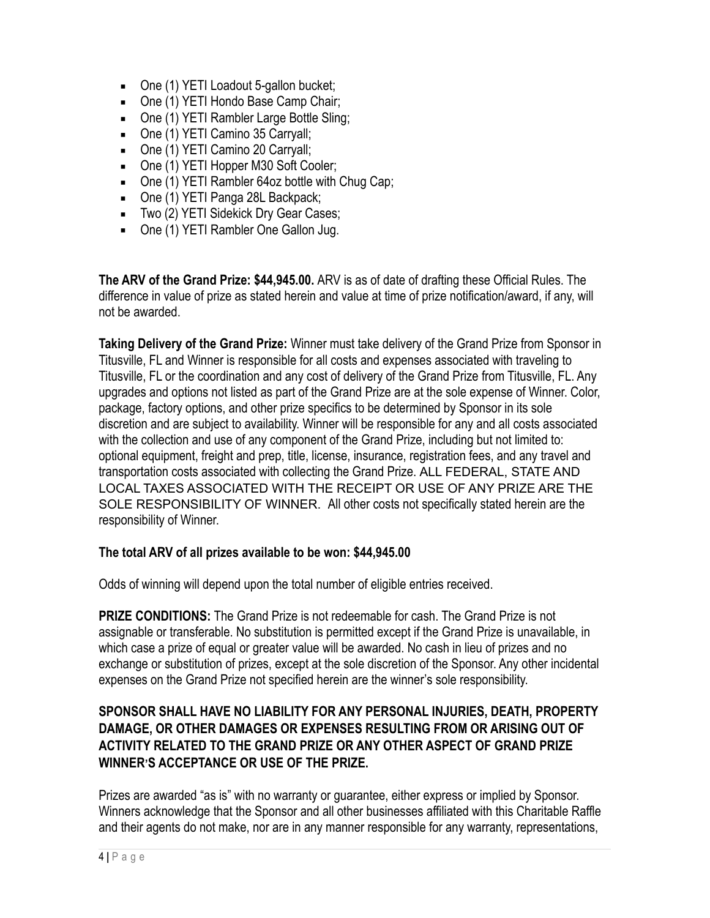- One (1) YETI Loadout 5-gallon bucket;
- One (1) YETI Hondo Base Camp Chair;
- One (1) YETI Rambler Large Bottle Sling;
- One (1) YETI Camino 35 Carryall;
- One (1) YETI Camino 20 Carryall;
- One (1) YETI Hopper M30 Soft Cooler;
- One (1) YETI Rambler 64oz bottle with Chug Cap;
- One (1) YETI Panga 28L Backpack;
- Two (2) YETI Sidekick Dry Gear Cases;
- One (1) YETI Rambler One Gallon Jug.

**The ARV of the Grand Prize: $44,945.00.** ARV is as of date of drafting these Official Rules. The difference in value of prize as stated herein and value at time of prize notification/award, if any, will not be awarded.

**Taking Delivery of the Grand Prize:** Winner must take delivery of the Grand Prize from Sponsor in Titusville, FL and Winner is responsible for all costs and expenses associated with traveling to Titusville, FL or the coordination and any cost of delivery of the Grand Prize from Titusville, FL. Any upgrades and options not listed as part of the Grand Prize are at the sole expense of Winner. Color, package, factory options, and other prize specifics to be determined by Sponsor in its sole discretion and are subject to availability. Winner will be responsible for any and all costs associated with the collection and use of any component of the Grand Prize, including but not limited to: optional equipment, freight and prep, title, license, insurance, registration fees, and any travel and transportation costs associated with collecting the Grand Prize. ALL FEDERAL, STATE AND LOCAL TAXES ASSOCIATED WITH THE RECEIPT OR USE OF ANY PRIZE ARE THE SOLE RESPONSIBILITY OF WINNER. All other costs not specifically stated herein are the responsibility of Winner.

**The total ARV of all prizes available to be won: $44,945.00**

Odds of winning will depend upon the total number of eligible entries received.

**PRIZE CONDITIONS:** The Grand Prize is not redeemable for cash. The Grand Prize is not assignable or transferable. No substitution is permitted except if the Grand Prize is unavailable, in which case a prize of equal or greater value will be awarded. No cash in lieu of prizes and no exchange or substitution of prizes, except at the sole discretion of the Sponsor. Any other incidental expenses on the Grand Prize not specified herein are the winner's sole responsibility.

**SPONSOR SHALL HAVE NO LIABILITY FOR ANY PERSONAL INJURIES, DEATH, PROPERTY DAMAGE, OR OTHER DAMAGES OR EXPENSES RESULTING FROM OR ARISING OUT OF ACTIVITY RELATED TO THE GRAND PRIZE OR ANY OTHER ASPECT OF GRAND PRIZE WINNER'S ACCEPTANCE OR USE OF THE PRIZE.**

Prizes are awarded "as is" with no warranty or guarantee, either express or implied by Sponsor. Winners acknowledge that the Sponsor and all other businesses affiliated with this Charitable Raffle and their agents do not make, nor are in any manner responsible for any warranty, representations,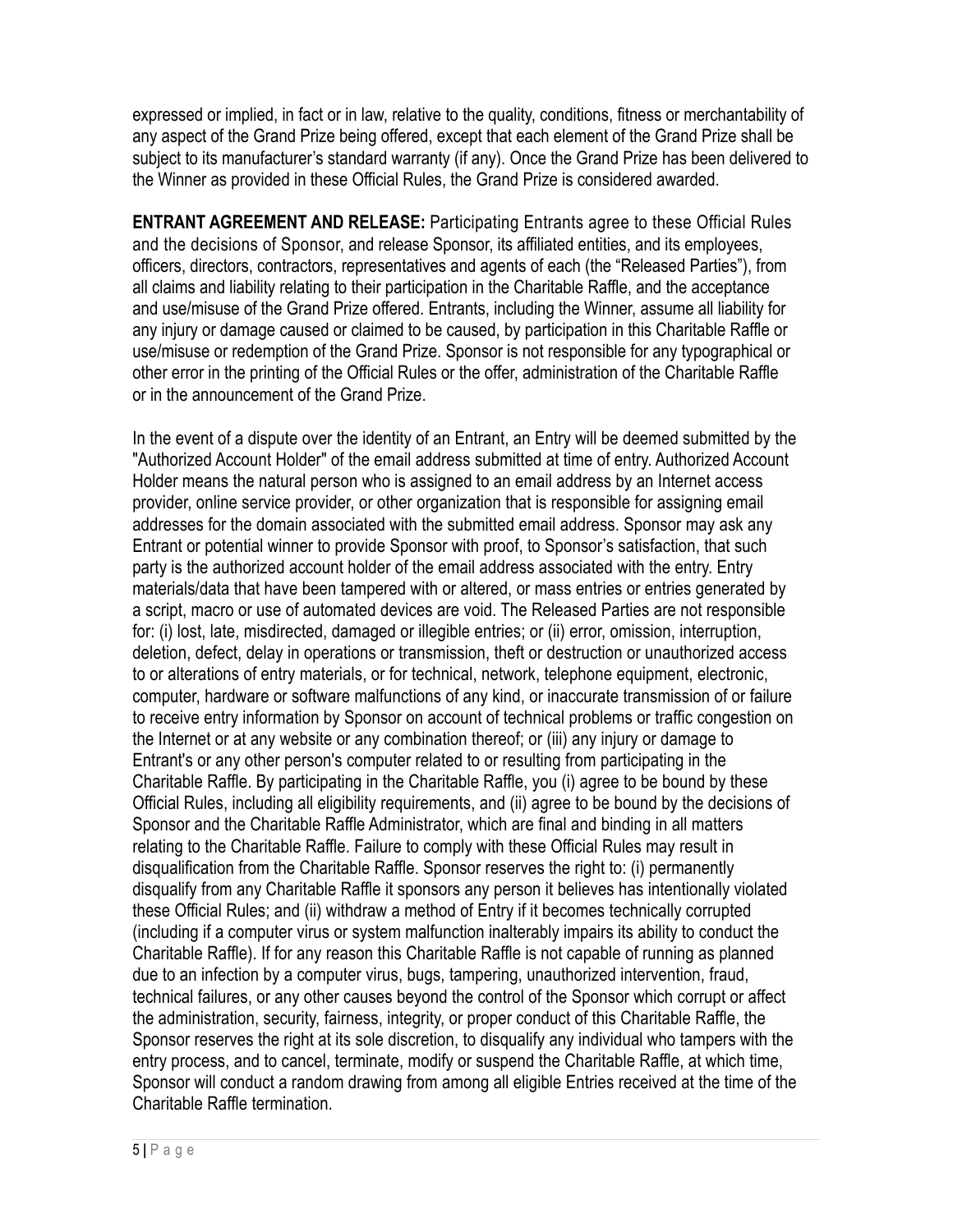expressed or implied, in fact or in law, relative to the quality, conditions, fitness or merchantability of any aspect of the Grand Prize being offered, except that each element of the Grand Prize shall be subject to its manufacturer's standard warranty (if any). Once the Grand Prize has been delivered to the Winner as provided in these Official Rules, the Grand Prize is considered awarded.

**ENTRANT AGREEMENT AND RELEASE:** Participating Entrants agree to these Official Rules and the decisions of Sponsor, and release Sponsor, its affiliated entities, and its employees, officers, directors, contractors, representatives and agents of each (the "Released Parties"), from all claims and liability relating to their participation in the Charitable Raffle, and the acceptance and use/misuse of the Grand Prize offered. Entrants, including the Winner, assume all liability for any injury or damage caused or claimed to be caused, by participation in this Charitable Raffle or use/misuse or redemption of the Grand Prize. Sponsor is not responsible for any typographical or other error in the printing of the Official Rules or the offer, administration of the Charitable Raffle or in the announcement of the Grand Prize.

In the event of a dispute over the identity of an Entrant, an Entry will be deemed submitted by the "Authorized Account Holder" of the email address submitted at time of entry. Authorized Account Holder means the natural person who is assigned to an email address by an Internet access provider, online service provider, or other organization that is responsible for assigning email addresses for the domain associated with the submitted email address. Sponsor may ask any Entrant or potential winner to provide Sponsor with proof, to Sponsor's satisfaction, that such party is the authorized account holder of the email address associated with the entry. Entry materials/data that have been tampered with or altered, or mass entries or entries generated by a script, macro or use of automated devices are void. The Released Parties are not responsible for: (i) lost, late, misdirected, damaged or illegible entries; or (ii) error, omission, interruption, deletion, defect, delay in operations or transmission, theft or destruction or unauthorized access to or alterations of entry materials, or for technical, network, telephone equipment, electronic, computer, hardware or software malfunctions of any kind, or inaccurate transmission of or failure to receive entry information by Sponsor on account of technical problems or traffic congestion on the Internet or at any website or any combination thereof; or (iii) any injury or damage to Entrant's or any other person's computer related to or resulting from participating in the Charitable Raffle. By participating in the Charitable Raffle, you (i) agree to be bound by these Official Rules, including all eligibility requirements, and (ii) agree to be bound by the decisions of Sponsor and the Charitable Raffle Administrator, which are final and binding in all matters relating to the Charitable Raffle. Failure to comply with these Official Rules may result in disqualification from the Charitable Raffle. Sponsor reserves the right to: (i) permanently disqualify from any Charitable Raffle it sponsors any person it believes has intentionally violated these Official Rules; and (ii) withdraw a method of Entry if it becomes technically corrupted (including if a computer virus or system malfunction inalterably impairs its ability to conduct the Charitable Raffle). If for any reason this Charitable Raffle is not capable of running as planned due to an infection by a computer virus, bugs, tampering, unauthorized intervention, fraud, technical failures, or any other causes beyond the control of the Sponsor which corrupt or affect the administration, security, fairness, integrity, or proper conduct of this Charitable Raffle, the Sponsor reserves the right at its sole discretion, to disqualify any individual who tampers with the entry process, and to cancel, terminate, modify or suspend the Charitable Raffle, at which time, Sponsor will conduct a random drawing from among all eligible Entries received at the time of the Charitable Raffle termination.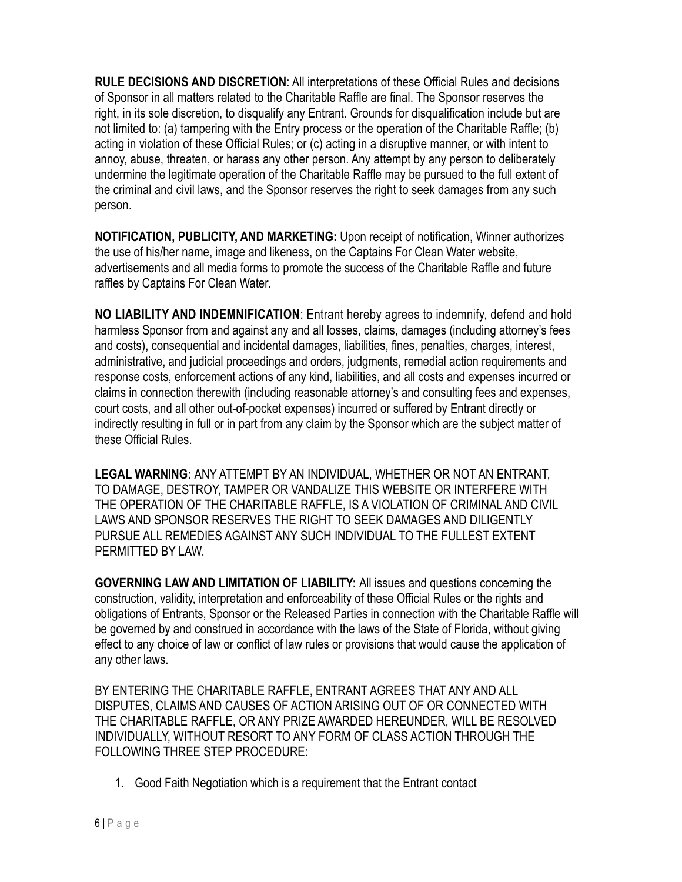**RULE DECISIONS AND DISCRETION**: All interpretations of these Official Rules and decisions of Sponsor in all matters related to the Charitable Raffle are final. The Sponsor reserves the right, in its sole discretion, to disqualify any Entrant. Grounds for disqualification include but are not limited to: (a) tampering with the Entry process or the operation of the Charitable Raffle; (b) acting in violation of these Official Rules; or (c) acting in a disruptive manner, or with intent to annoy, abuse, threaten, or harass any other person. Any attempt by any person to deliberately undermine the legitimate operation of the Charitable Raffle may be pursued to the full extent of the criminal and civil laws, and the Sponsor reserves the right to seek damages from any such person.

**NOTIFICATION, PUBLICITY, AND MARKETING:** Upon receipt of notification, Winner authorizes the use of his/her name, image and likeness, on the Captains For Clean Water website, advertisements and all media forms to promote the success of the Charitable Raffle and future raffles by Captains For Clean Water.

**NO LIABILITY AND INDEMNIFICATION**: Entrant hereby agrees to indemnify, defend and hold harmless Sponsor from and against any and all losses, claims, damages (including attorney's fees and costs), consequential and incidental damages, liabilities, fines, penalties, charges, interest, administrative, and judicial proceedings and orders, judgments, remedial action requirements and response costs, enforcement actions of any kind, liabilities, and all costs and expenses incurred or claims in connection therewith (including reasonable attorney's and consulting fees and expenses, court costs, and all other out-of-pocket expenses) incurred or suffered by Entrant directly or indirectly resulting in full or in part from any claim by the Sponsor which are the subject matter of these Official Rules.

**LEGAL WARNING:** ANY ATTEMPT BY AN INDIVIDUAL, WHETHER OR NOT AN ENTRANT, TO DAMAGE, DESTROY, TAMPER OR VANDALIZE THIS WEBSITE OR INTERFERE WITH THE OPERATION OF THE CHARITABLE RAFFLE, IS A VIOLATION OF CRIMINAL AND CIVIL LAWS AND SPONSOR RESERVES THE RIGHT TO SEEK DAMAGES AND DILIGENTLY PURSUE ALL REMEDIES AGAINST ANY SUCH INDIVIDUAL TO THE FULLEST EXTENT PERMITTED BY LAW.

**GOVERNING LAW AND LIMITATION OF LIABILITY:** All issues and questions concerning the construction, validity, interpretation and enforceability of these Official Rules or the rights and obligations of Entrants, Sponsor or the Released Parties in connection with the Charitable Raffle will be governed by and construed in accordance with the laws of the State of Florida, without giving effect to any choice of law or conflict of law rules or provisions that would cause the application of any other laws.

BY ENTERING THE CHARITABLE RAFFLE, ENTRANT AGREES THAT ANY AND ALL DISPUTES, CLAIMS AND CAUSES OF ACTION ARISING OUT OF OR CONNECTED WITH THE CHARITABLE RAFFLE, OR ANY PRIZE AWARDED HEREUNDER, WILL BE RESOLVED INDIVIDUALLY, WITHOUT RESORT TO ANY FORM OF CLASS ACTION THROUGH THE FOLLOWING THREE STEP PROCEDURE:

1. Good Faith Negotiation which is a requirement that the Entrant contact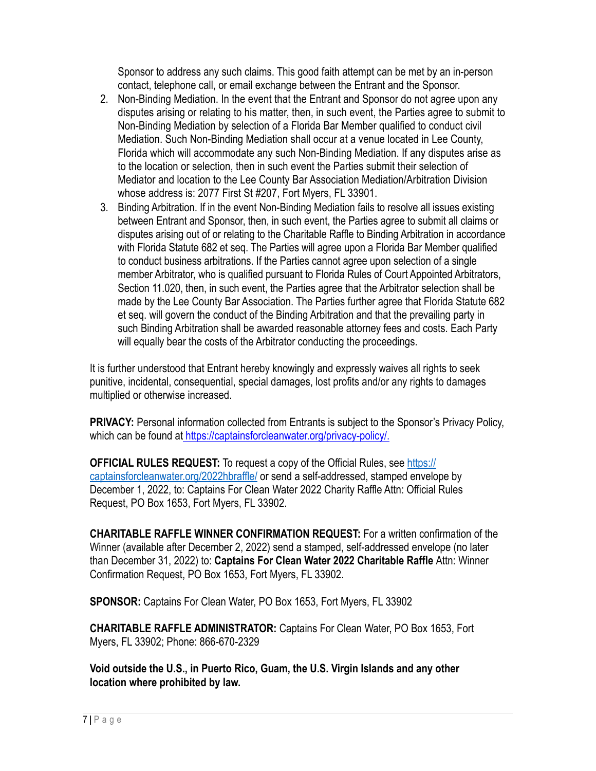Sponsor to address any such claims. This good faith attempt can be met by an in-person contact, telephone call, or email exchange between the Entrant and the Sponsor.

2. Non-Binding Mediation. In the event that the Entrant and Sponsor do not agree upon any disputes arising or relating to his matter, then, in such event, the Parties agree to submit to Non-Binding Mediation by selection of a Florida Bar Member qualified to conduct civil Mediation. Such Non-Binding Mediation shall occur at a venue located in Lee County, Florida which will accommodate any such Non-Binding Mediation. If any disputes arise as to the location or selection, then in such event the Parties submit their selection of Mediator and location to the Lee County Bar Association Mediation/Arbitration Division whose address is: 2077 First St #207, Fort Myers, FL 33901.
3. Binding Arbitration. If in the event Non-Binding Mediation fails to resolve all issues existing between Entrant and Sponsor, then, in such event, the Parties agree to submit all claims or disputes arising out of or relating to the Charitable Raffle to Binding Arbitration in accordance with Florida Statute 682 et seq. The Parties will agree upon a Florida Bar Member qualified to conduct business arbitrations. If the Parties cannot agree upon selection of a single member Arbitrator, who is qualified pursuant to Florida Rules of Court Appointed Arbitrators, Section 11.020, then, in such event, the Parties agree that the Arbitrator selection shall be made by the Lee County Bar Association. The Parties further agree that Florida Statute 682 et seq. will govern the conduct of the Binding Arbitration and that the prevailing party in such Binding Arbitration shall be awarded reasonable attorney fees and costs. Each Party will equally bear the costs of the Arbitrator conducting the proceedings.

It is further understood that Entrant hereby knowingly and expressly waives all rights to seek punitive, incidental, consequential, special damages, lost profits and/or any rights to damages multiplied or otherwise increased.

**PRIVACY:** Personal information collected from Entrants is subject to the Sponsor's Privacy Policy, which can be found at https://captainsforcleanwater.org/privacy-policy/.

**OFFICIAL RULES REQUEST:** To request a copy of the Official Rules, see https://captainsforcleanwater.org/2022hbraffle/ or send a self-addressed, stamped envelope by December 1, 2022, to: Captains For Clean Water 2022 Charity Raffle Attn: Official Rules Request, PO Box 1653, Fort Myers, FL 33902.

**CHARITABLE RAFFLE WINNER CONFIRMATION REQUEST:** For a written confirmation of the Winner (available after December 2, 2022) send a stamped, self-addressed envelope (no later than December 31, 2022) to: **Captains For Clean Water 2022 Charitable Raffle** Attn: Winner Confirmation Request, PO Box 1653, Fort Myers, FL 33902.

**SPONSOR:** Captains For Clean Water, PO Box 1653, Fort Myers, FL 33902

**CHARITABLE RAFFLE ADMINISTRATOR:** Captains For Clean Water, PO Box 1653, Fort Myers, FL 33902; Phone: 866-670-2329

**Void outside the U.S., in Puerto Rico, Guam, the U.S. Virgin Islands and any other location where prohibited by law.**